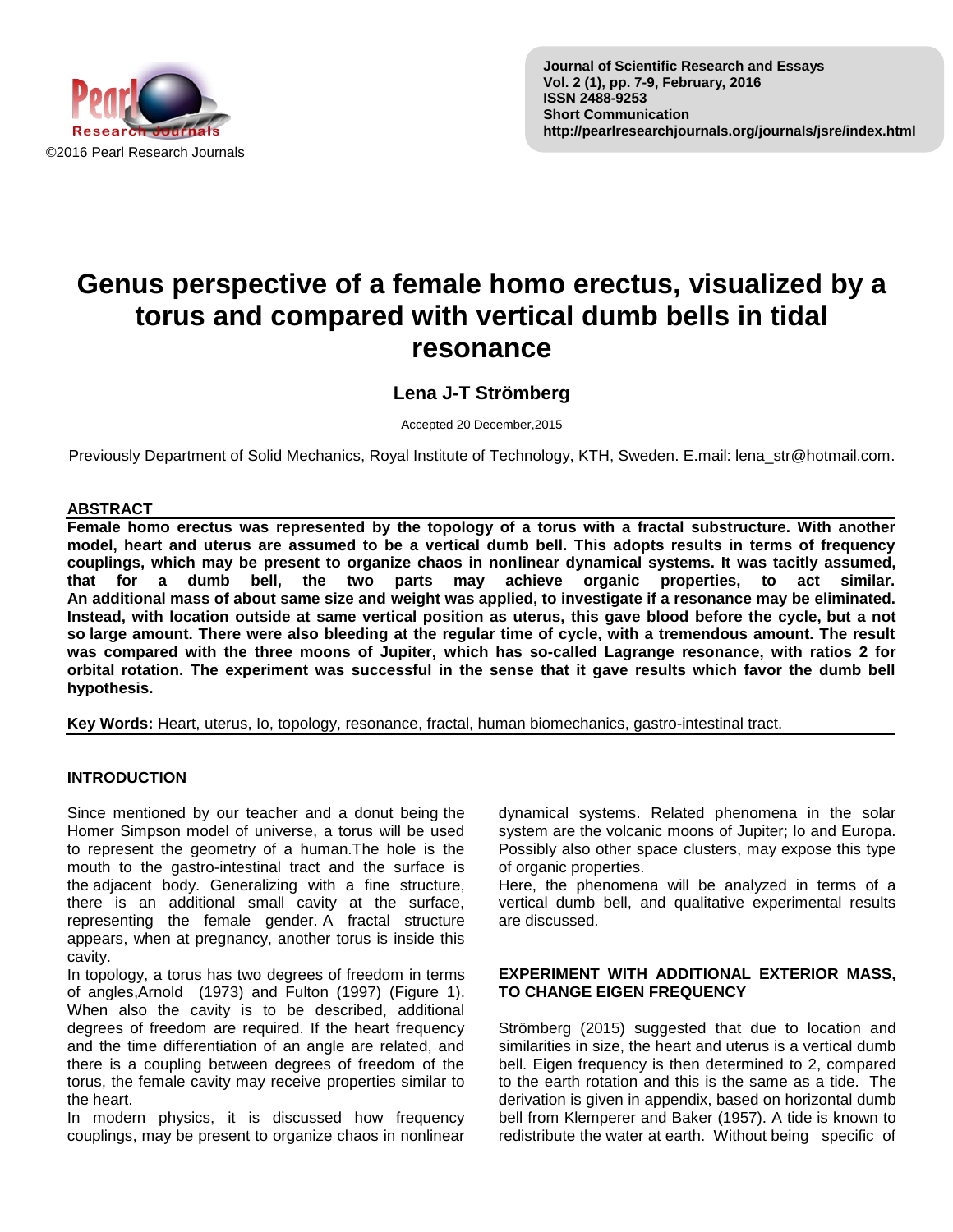# Genus perspective of a female homo erectus, visualized by a torus and compared with vertical dumb bells in tidal resonance

## Lena J-T Strömberg

Accepted 20 December,2015

Previously Department of Solid Mechanics, Royal Institute of Technology, KTH, Sweden. E.mail: lena_str@hotmail.com.

### ABSTRACT

**Female homo erectus was represented by the topology of a torus with a fractal substructure. With another model, heart and uterus are assumed to be a vertical dumb bell. This adopts results in terms of frequency couplings, which may be present to organize chaos in nonlinear dynamical systems. It was tacitly assumed, that for a dumb bell, the two parts may achieve organic properties, to act similar. An additional mass of about same size and weight was applied, to investigate if a resonance may be eliminated. Instead, with location outside at same vertical position as uterus, this gave blood before the cycle, but a not so large amount. There were also bleeding at the regular time of cycle, with a tremendous amount. The result was compared with the three moons of Jupiter, which has so-called Lagrange resonance, with ratios 2 for orbital rotation. The experiment was successful in the sense that it gave results which favor the dumb bell hypothesis.**

**Key Words:** Heart, uterus, Io, topology, resonance, fractal, human biomechanics, gastro-intestinal tract.

### INTRODUCTION

Since mentioned by our teacher and a donut being the Homer Simpson model of universe, a torus will be used to represent the geometry of a human.The hole is the mouth to the gastro-intestinal tract and the surface is the adjacent body. Generalizing with a fine structure, there is an additional small cavity at the surface, representing the female gender. A fractal structure appears, when at pregnancy, another torus is inside this cavity.

In topology, a torus has two degrees of freedom in terms of angles,Arnold (1973) and Fulton (1997) (Figure 1). When also the cavity is to be described, additional degrees of freedom are required. If the heart frequency and the time differentiation of an angle are related, and there is a coupling between degrees of freedom of the torus, the female cavity may receive properties similar to the heart.

In modern physics, it is discussed how frequency couplings, may be present to organize chaos in nonlinear dynamical systems. Related phenomena in the solar system are the volcanic moons of Jupiter; Io and Europa. Possibly also other space clusters, may expose this type of organic properties.

Here, the phenomena will be analyzed in terms of a vertical dumb bell, and qualitative experimental results are discussed.

### EXPERIMENT WITH ADDITIONAL EXTERIOR MASS, TO CHANGE EIGEN FREQUENCY

Strömberg (2015) suggested that due to location and similarities in size, the heart and uterus is a vertical dumb bell. Eigen frequency is then determined to 2, compared to the earth rotation and this is the same as a tide. The derivation is given in appendix, based on horizontal dumb bell from Klemperer and Baker (1957). A tide is known to redistribute the water at earth. Without being specific of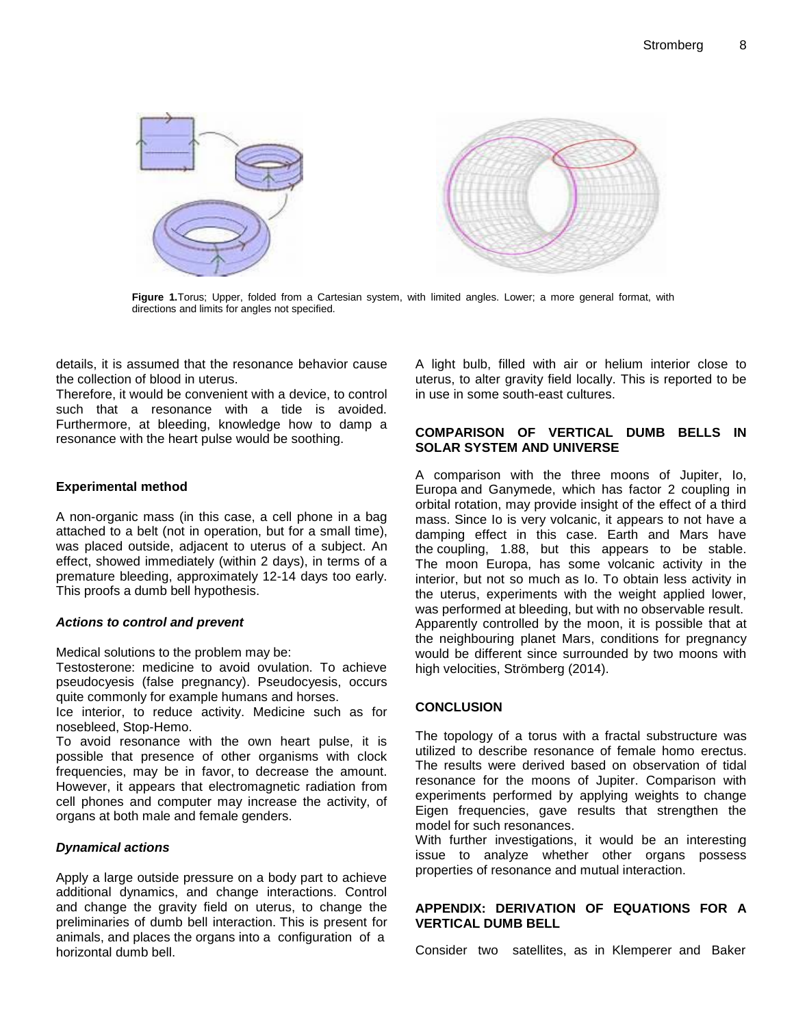**Figure 1.** Torus; Upper, folded from a Cartesian system, with limited angles. Lower; a more general format, with directions and limits for angles not specified.

details, it is assumed that the resonance behavior cause the collection of blood in uterus.

Therefore, it would be convenient with a device, to control such that a resonance with a tide is avoided. Furthermore, at bleeding, knowledge how to damp a resonance with the heart pulse would be soothing.

### Experimental method

A non-organic mass (in this case, a cell phone in a bag attached to a belt (not in operation, but for a small time), was placed outside, adjacent to uterus of a subject. An effect, showed immediately (within 2 days), in terms of a premature bleeding, approximately 12-14 days too early. This proofs a dumb bell hypothesis.

### *Actions to control and prevent*

Medical solutions to the problem may be:

Testosterone: medicine to avoid ovulation. To achieve pseudocyesis (false pregnancy). Pseudocyesis, occurs quite commonly for example humans and horses.

Ice interior, to reduce activity. Medicine such as for nosebleed, Stop-Hemo.

To avoid resonance with the own heart pulse, it is possible that presence of other organisms with clock frequencies, may be in favor, to decrease the amount. However, it appears that electromagnetic radiation from cell phones and computer may increase the activity, of organs at both male and female genders.

### *Dynamical actions*

Apply a large outside pressure on a body part to achieve additional dynamics, and change interactions. Control and change the gravity field on uterus, to change the preliminaries of dumb bell interaction. This is present for animals, and places the organs into a configuration of a horizontal dumb bell.

A light bulb, filled with air or helium interior close to uterus, to alter gravity field locally. This is reported to be in use in some south-east cultures.

## COMPARISON OF VERTICAL DUMB BELLS IN SOLAR SYSTEM AND UNIVERSE

A comparison with the three moons of Jupiter, Io, Europa and Ganymede, which has factor 2 coupling in orbital rotation, may provide insight of the effect of a third mass. Since Io is very volcanic, it appears to not have a damping effect in this case. Earth and Mars have the coupling, 1.88, but this appears to be stable. The moon Europa, has some volcanic activity in the interior, but not so much as Io. To obtain less activity in the uterus, experiments with the weight applied lower, was performed at bleeding, but with no observable result. Apparently controlled by the moon, it is possible that at the neighbouring planet Mars, conditions for pregnancy would be different since surrounded by two moons with high velocities, Strömberg (2014).

## CONCLUSION

The topology of a torus with a fractal substructure was utilized to describe resonance of female homo erectus. The results were derived based on observation of tidal resonance for the moons of Jupiter. Comparison with experiments performed by applying weights to change Eigen frequencies, gave results that strengthen the model for such resonances.

With further investigations, it would be an interesting issue to analyze whether other organs possess properties of resonance and mutual interaction.

## APPENDIX: DERIVATION OF EQUATIONS FOR A VERTICAL DUMB BELL

Consider two satellites, as in Klemperer and Baker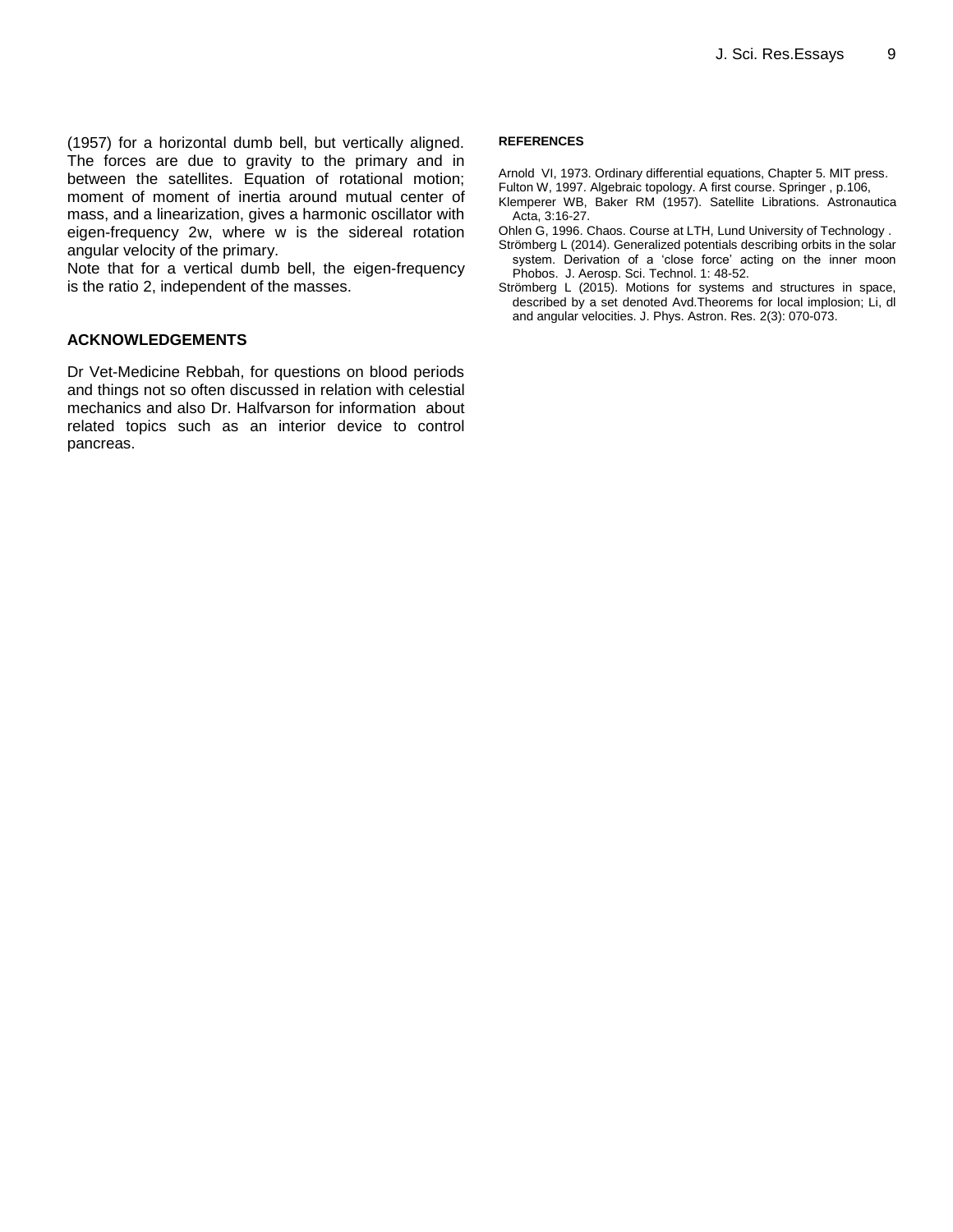(1957) for a horizontal dumb bell, but vertically aligned. The forces are due to gravity to the primary and in between the satellites. Equation of rotational motion; moment of moment of inertia around mutual center of mass, and a linearization, gives a harmonic oscillator with eigen-frequency 2w, where w is the sidereal rotation angular velocity of the primary.

Note that for a vertical dumb bell, the eigen-frequency is the ratio 2, independent of the masses.

## ACKNOWLEDGEMENTS

Dr Vet-Medicine Rebbah, for questions on blood periods and things not so often discussed in relation with celestial mechanics and also Dr. Halfvarson for information about related topics such as an interior device to control pancreas.

## REFERENCES

Arnold VI, 1973. Ordinary differential equations, Chapter 5. MIT press.

Fulton W, 1997. Algebraic topology. A first course. Springer , p.106,

Klemperer WB, Baker RM (1957). Satellite Librations. Astronautica Acta, 3:16-27.

Ohlen G, 1996. Chaos. Course at LTH, Lund University of Technology .

Strömberg L (2014). Generalized potentials describing orbits in the solar system. Derivation of a 'close force' acting on the inner moon Phobos. J. Aerosp. Sci. Technol. 1: 48-52.

Strömberg L (2015). Motions for systems and structures in space, described by a set denoted Avd.Theorems for local implosion; Li, dl and angular velocities. J. Phys. Astron. Res. 2(3): 070-073.